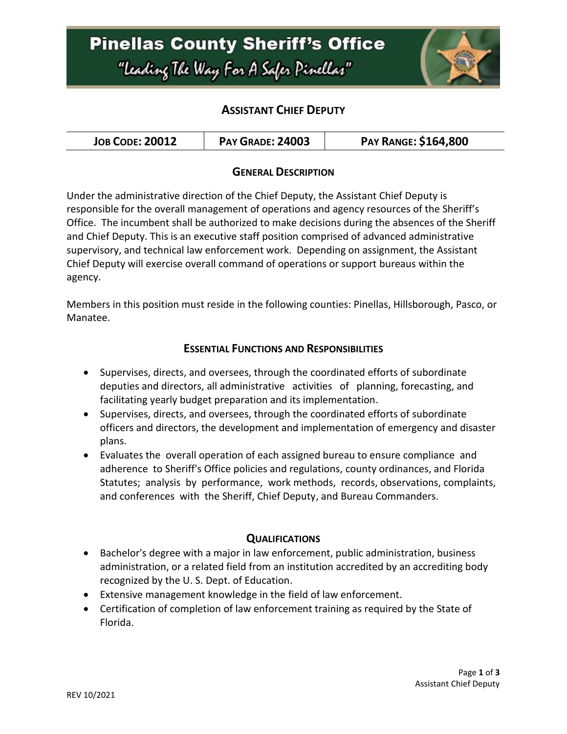# Pinellas County Sheriff's Office

"Leading The Way For A Safer Pinellas"

## ASSISTANT CHIEF DEPUTY

| JOB CODE: 20012 | PAY GRADE: 24003 | PAY RANGE: $164,800 |
|---|---|---|

### GENERAL DESCRIPTION

Under the administrative direction of the Chief Deputy, the Assistant Chief Deputy is responsible for the overall management of operations and agency resources of the Sheriff's Office. The incumbent shall be authorized to make decisions during the absences of the Sheriff and Chief Deputy. This is an executive staff position comprised of advanced administrative supervisory, and technical law enforcement work. Depending on assignment, the Assistant Chief Deputy will exercise overall command of operations or support bureaus within the agency.

Members in this position must reside in the following counties: Pinellas, Hillsborough, Pasco, or Manatee.

### ESSENTIAL FUNCTIONS AND RESPONSIBILITIES

- Supervises, directs, and oversees, through the coordinated efforts of subordinate deputies and directors, all administrative activities of planning, forecasting, and facilitating yearly budget preparation and its implementation.
- Supervises, directs, and oversees, through the coordinated efforts of subordinate officers and directors, the development and implementation of emergency and disaster plans.
- Evaluates the overall operation of each assigned bureau to ensure compliance and adherence to Sheriff's Office policies and regulations, county ordinances, and Florida Statutes; analysis by performance, work methods, records, observations, complaints, and conferences with the Sheriff, Chief Deputy, and Bureau Commanders.

### QUALIFICATIONS

- Bachelor's degree with a major in law enforcement, public administration, business administration, or a related field from an institution accredited by an accrediting body recognized by the U. S. Dept. of Education.
- Extensive management knowledge in the field of law enforcement.
- Certification of completion of law enforcement training as required by the State of Florida.

REV 10/2021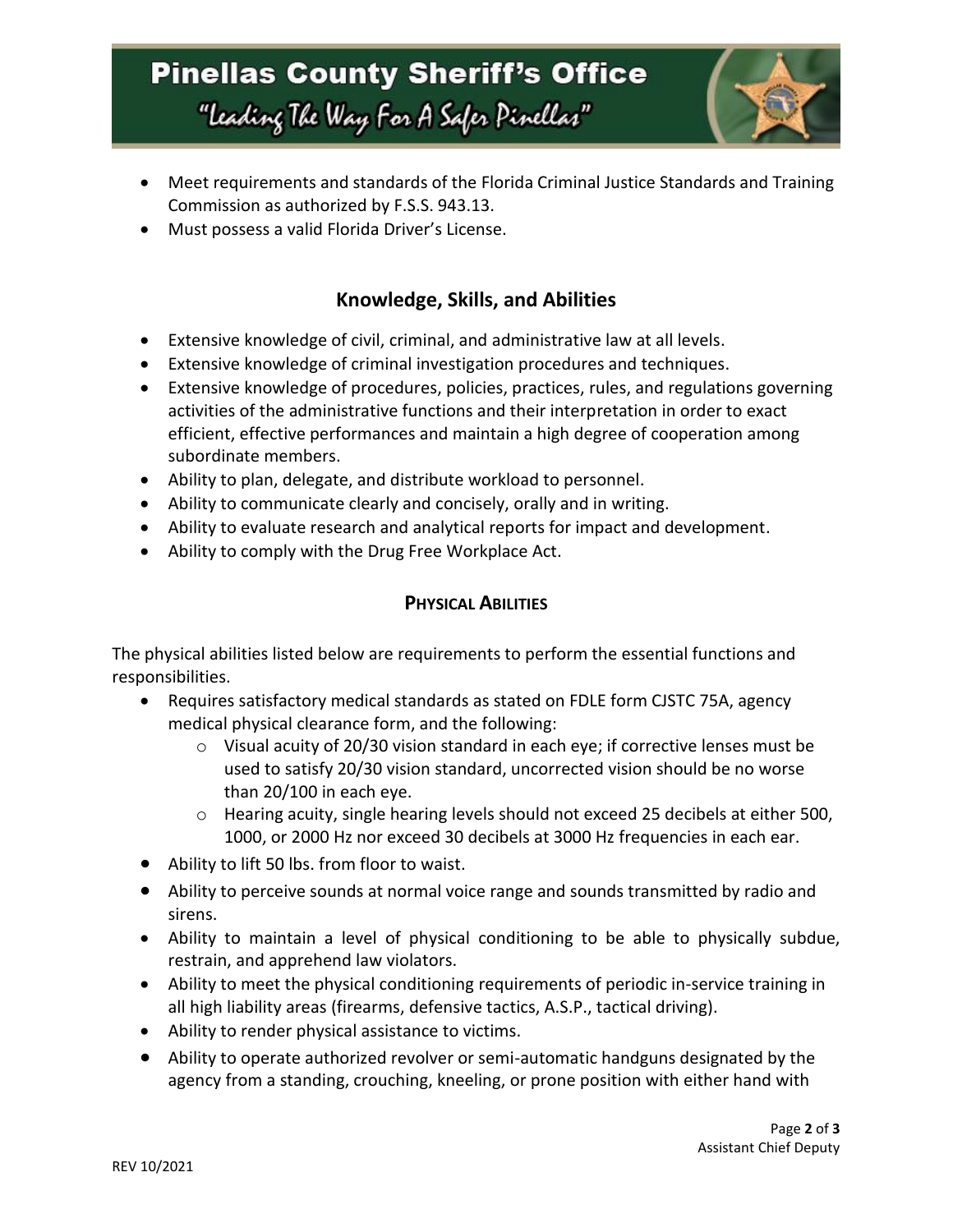- Meet requirements and standards of the Florida Criminal Justice Standards and Training Commission as authorized by F.S.S. 943.13.
- Must possess a valid Florida Driver's License.

## Knowledge, Skills, and Abilities

- Extensive knowledge of civil, criminal, and administrative law at all levels.
- Extensive knowledge of criminal investigation procedures and techniques.
- Extensive knowledge of procedures, policies, practices, rules, and regulations governing activities of the administrative functions and their interpretation in order to exact efficient, effective performances and maintain a high degree of cooperation among subordinate members.
- Ability to plan, delegate, and distribute workload to personnel.
- Ability to communicate clearly and concisely, orally and in writing.
- Ability to evaluate research and analytical reports for impact and development.
- Ability to comply with the Drug Free Workplace Act.

## Physical Abilities

The physical abilities listed below are requirements to perform the essential functions and responsibilities.

- Requires satisfactory medical standards as stated on FDLE form CJSTC 75A, agency medical physical clearance form, and the following:
  - Visual acuity of 20/30 vision standard in each eye; if corrective lenses must be used to satisfy 20/30 vision standard, uncorrected vision should be no worse than 20/100 in each eye.
  - Hearing acuity, single hearing levels should not exceed 25 decibels at either 500, 1000, or 2000 Hz nor exceed 30 decibels at 3000 Hz frequencies in each ear.
- Ability to lift 50 lbs. from floor to waist.
- Ability to perceive sounds at normal voice range and sounds transmitted by radio and sirens.
- Ability to maintain a level of physical conditioning to be able to physically subdue, restrain, and apprehend law violators.
- Ability to meet the physical conditioning requirements of periodic in-service training in all high liability areas (firearms, defensive tactics, A.S.P., tactical driving).
- Ability to render physical assistance to victims.
- Ability to operate authorized revolver or semi-automatic handguns designated by the agency from a standing, crouching, kneeling, or prone position with either hand with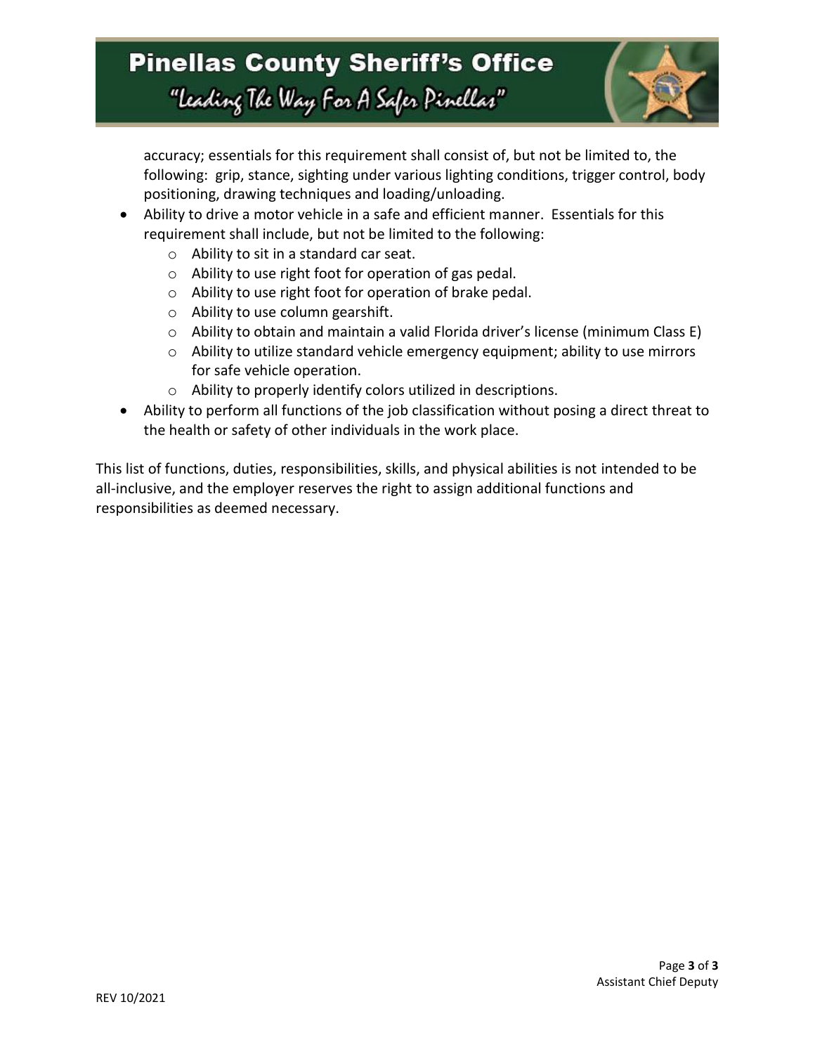accuracy; essentials for this requirement shall consist of, but not be limited to, the following: grip, stance, sighting under various lighting conditions, trigger control, body positioning, drawing techniques and loading/unloading.

- Ability to drive a motor vehicle in a safe and efficient manner. Essentials for this requirement shall include, but not be limited to the following:
  - Ability to sit in a standard car seat.
  - Ability to use right foot for operation of gas pedal.
  - Ability to use right foot for operation of brake pedal.
  - Ability to use column gearshift.
  - Ability to obtain and maintain a valid Florida driver's license (minimum Class E)
  - Ability to utilize standard vehicle emergency equipment; ability to use mirrors for safe vehicle operation.
  - Ability to properly identify colors utilized in descriptions.
- Ability to perform all functions of the job classification without posing a direct threat to the health or safety of other individuals in the work place.

This list of functions, duties, responsibilities, skills, and physical abilities is not intended to be all-inclusive, and the employer reserves the right to assign additional functions and responsibilities as deemed necessary.